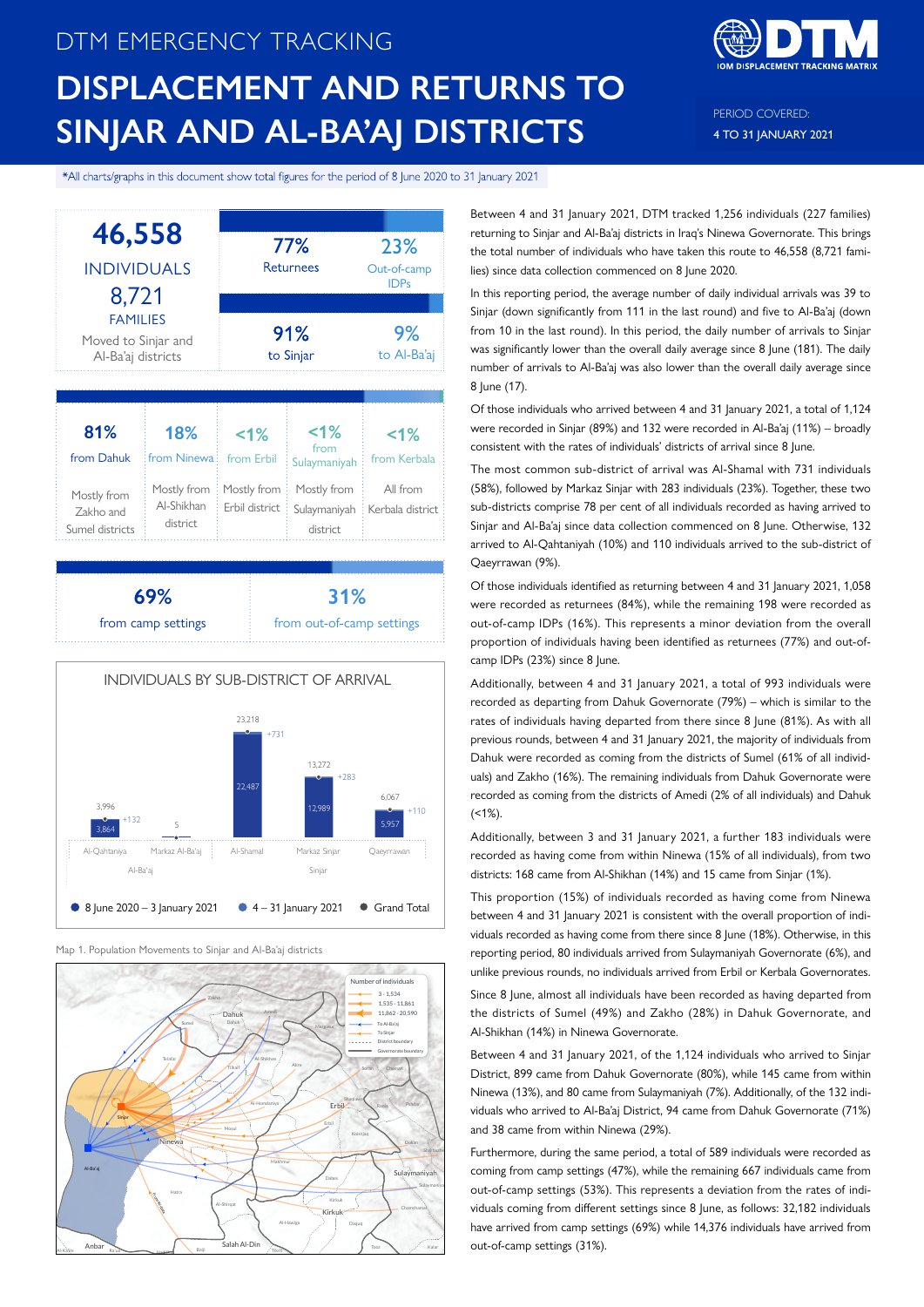DTM EMERGENCY TRACKING

# DISPLACEMENT AND RETURNS TO SINJAR AND AL-BA'AJ DISTRICTS

PERIOD COVERED:
4 TO 31 JANUARY 2021

*All charts/graphs in this document show total figures for the period of 8 June 2020 to 31 January 2021

**46,558** INDIVIDUALS
**8,721** FAMILIES
Moved to Sinjar and Al-Ba'aj districts

| 77% | 23% |
|---|---|
| Returnees | Out-of-camp IDPs |

| 91% | 9% |
|---|---|
| to Sinjar | to Al-Ba'aj |

| 81% | 18% | <1% | <1% | <1% |
|---|---|---|---|---|
| from Dahuk | from Ninewa | from Erbil | from Sulaymaniyah | from Kerbala |
| Mostly from Zakho and Sumel districts | Mostly from Al-Shikhan district | Mostly from Erbil district | Mostly from Sulaymaniyah district | All from Kerbala district |

| 69% | 31% |
|---|---|
| from camp settings | from out-of-camp settings |

**INDIVIDUALS BY SUB-DISTRICT OF ARRIVAL**

| District | Sub-district | 8 June 2020 – 3 January 2021 | 4 – 31 January 2021 | Grand Total |
|---|---|---|---|---|
| Al-Ba'aj | Al-Qahtaniya | 3,864 | +132 | 3,996 |
| Al-Ba'aj | Markaz Al-Ba'aj | | | 5 |
| Sinjar | Al-Shamal | 22,487 | +731 | 23,218 |
| Sinjar | Markaz Sinjar | 12,989 | +283 | 13,272 |
| Sinjar | Qaeyrrawan | 5,957 | +110 | 6,067 |

Map 1. Population Movements to Sinjar and Al-Ba'aj districts

Between 4 and 31 January 2021, DTM tracked 1,256 individuals (227 families) returning to Sinjar and Al-Ba'aj districts in Iraq's Ninewa Governorate. This brings the total number of individuals who have taken this route to 46,558 (8,721 families) since data collection commenced on 8 June 2020.

In this reporting period, the average number of daily individual arrivals was 39 to Sinjar (down significantly from 111 in the last round) and five to Al-Ba'aj (down from 10 in the last round). In this period, the daily number of arrivals to Sinjar was significantly lower than the overall daily average since 8 June (181). The daily number of arrivals to Al-Ba'aj was also lower than the overall daily average since 8 June (17).

Of those individuals who arrived between 4 and 31 January 2021, a total of 1,124 were recorded in Sinjar (89%) and 132 were recorded in Al-Ba'aj (11%) – broadly consistent with the rates of individuals' districts of arrival since 8 June.

The most common sub-district of arrival was Al-Shamal with 731 individuals (58%), followed by Markaz Sinjar with 283 individuals (23%). Together, these two sub-districts comprise 78 per cent of all individuals recorded as having arrived to Sinjar and Al-Ba'aj since data collection commenced on 8 June. Otherwise, 132 arrived to Al-Qahtaniyah (10%) and 110 individuals arrived to the sub-district of Qaeyrrawan (9%).

Of those individuals identified as returning between 4 and 31 January 2021, 1,058 were recorded as returnees (84%), while the remaining 198 were recorded as out-of-camp IDPs (16%). This represents a minor deviation from the overall proportion of individuals having been identified as returnees (77%) and out-of-camp IDPs (23%) since 8 June.

Additionally, between 4 and 31 January 2021, a total of 993 individuals were recorded as departing from Dahuk Governorate (79%) – which is similar to the rates of individuals having departed from there since 8 June (81%). As with all previous rounds, between 4 and 31 January 2021, the majority of individuals from Dahuk were recorded as coming from the districts of Sumel (61% of all individuals) and Zakho (16%). The remaining individuals from Dahuk Governorate were recorded as coming from the districts of Amedi (2% of all individuals) and Dahuk (<1%).

Additionally, between 3 and 31 January 2021, a further 183 individuals were recorded as having come from within Ninewa (15% of all individuals), from two districts: 168 came from Al-Shikhan (14%) and 15 came from Sinjar (1%).

This proportion (15%) of individuals recorded as having come from Ninewa between 4 and 31 January 2021 is consistent with the overall proportion of individuals recorded as having come from there since 8 June (18%). Otherwise, in this reporting period, 80 individuals arrived from Sulaymaniyah Governorate (6%), and unlike previous rounds, no individuals arrived from Erbil or Kerbala Governorates.

Since 8 June, almost all individuals have been recorded as having departed from the districts of Sumel (49%) and Zakho (28%) in Dahuk Governorate, and Al-Shikhan (14%) in Ninewa Governorate.

Between 4 and 31 January 2021, of the 1,124 individuals who arrived to Sinjar District, 899 came from Dahuk Governorate (80%), while 145 came from within Ninewa (13%), and 80 came from Sulaymaniyah (7%). Additionally, of the 132 individuals who arrived to Al-Ba'aj District, 94 came from Dahuk Governorate (71%) and 38 came from within Ninewa (29%).

Furthermore, during the same period, a total of 589 individuals were recorded as coming from camp settings (47%), while the remaining 667 individuals came from out-of-camp settings (53%). This represents a deviation from the rates of individuals coming from different settings since 8 June, as follows: 32,182 individuals have arrived from camp settings (69%) while 14,376 individuals have arrived from out-of-camp settings (31%).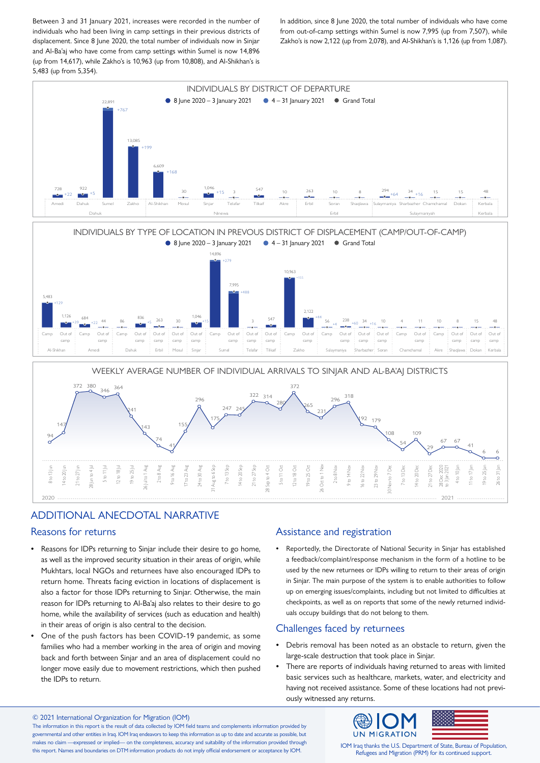Between 3 and 31 January 2021, increases were recorded in the number of individuals who had been living in camp settings in their previous districts of displacement. Since 8 June 2020, the total number of individuals now in Sinjar and Al-Ba'aj who have come from camp settings within Sumel is now 14,896 (up from 14,617), while Zakho's is 10,963 (up from 10,808), and Al-Shikhan's is 5,483 (up from 5,354).

In addition, since 8 June 2020, the total number of individuals who have come from out-of-camp settings within Sumel is now 7,995 (up from 7,507), while Zakho's is now 2,122 (up from 2,078), and Al-Shikhan's is 1,126 (up from 1,087).

INDIVIDUALS BY DISTRICT OF DEPARTURE

8 June 2020 – 3 January 2021 | 4 – 31 January 2021 | Grand Total

Amedi 728 +22
Dahuk 922 +5
Sumel 22,891 +767
Zakho 13,085 +199
Al-Shikhan 6,609 +168
Mosul 30
Sinjar 1,046 +15
Telafar 3
Tilkaif 547
Akre 10
Erbil 263
Soran 10
Shaqlawa 8
Sulaymaniya 294 +64
Sharbazher 34 +16
Chamchamal 15
Dokan 15
Kerbala 48

Dahuk | Ninewa | Erbil | Sulaymaniyah | Kerbala

INDIVIDUALS BY TYPE OF LOCATION IN PREVOUS DISTRICT OF DISPLACEMENT (CAMP/OUT-OF-CAMP)

8 June 2020 – 3 January 2021 | 4 – 31 January 2021 | Grand Total

Al-Shikhan: Camp 5,483 +129; Out of camp 1,126 +39
Amedi: Camp 684 +22; Out of camp 44
Dahuk: Camp 86; Out of camp 836 +5
Erbil: Out of camp 263
Mosul: Out of camp 30
Sinjar: Out of camp 1,046 +15
Sumel: Camp 14,896 +279; Out of camp 7,995 +488
Telafar: Out of camp 3
Tilkaif: Out of camp 547
Zakho: Camp 10,963 +155; Out of camp 2,122 +44
Sulaymaniya: Camp 56 +4; Out of camp 238 +60
Sharbazher: Out of camp 34 +16
Soran: Out of camp 10
Chamchamal: Camp 4; Out of camp 11
Akre: Camp 10
Shaqlawa: Out of camp 8
Dokan: Out of camp 15
Kerbala: Out of camp 48

WEEKLY AVERAGE NUMBER OF INDIVIDUAL ARRIVALS TO SINJAR AND AL-BA'AJ DISTRICTS

2020: 8 to 13 Jun 94; 14 to 20 Jun 147; 21 to 27 Jun 372; 28 Jun to 4 Jul 380; 5 to 11 Jul 346; 12 to 18 Jul 364; 19 to 25 Jul 241; 26 Jul to 1 Aug 143; 2 to 8 Aug 74; 9 to 16 Aug 41; 17 to 23 Aug 155; 24 to 30 Aug 296; 31 Aug to 6 Sep 175; 7 to 13 Sep 247; 14 to 20 Sep 245; 21 to 27 Sep 322; 28 Sep to 4 Oct 314; 5 to 11 Oct 280; 12 to 18 Oct 372; 19 to 25 Oct 265; 26 Oct to 1 Nov 231; 2 to 8 Nov 296; 9 to 14 Nov 318; 16 to 22 Nov 192; 23 to 29 Nov 179; 30 Nov to 7 Dec 108; 7 to 13 Dec 54; 14 to 20 Dec 109; 21 to 27 Dec 29; 28 Dec 2020 to 3 Jan 2021 67

2021: 4 to 10 Jan 67; 11 to 17 Jan 41; 19 to 25 Jan 6; 26 to 31 Jan 6

## ADDITIONAL ANECDOTAL NARRATIVE

### Reasons for returns

- Reasons for IDPs returning to Sinjar include their desire to go home, as well as the improved security situation in their areas of origin, while Mukhtars, local NGOs and returnees have also encouraged IDPs to return home. Threats facing eviction in locations of displacement is also a factor for those IDPs returning to Sinjar. Otherwise, the main reason for IDPs returning to Al-Ba'aj also relates to their desire to go home, while the availability of services (such as education and health) in their areas of origin is also central to the decision.
- One of the push factors has been COVID-19 pandemic, as some families who had a member working in the area of origin and moving back and forth between Sinjar and an area of displacement could no longer move easily due to movement restrictions, which then pushed the IDPs to return.

### Assistance and registration

- Reportedly, the Directorate of National Security in Sinjar has established a feedback/complaint/response mechanism in the form of a hotline to be used by the new returnees or IDPs willing to return to their areas of origin in Sinjar. The main purpose of the system is to enable authorities to follow up on emerging issues/complaints, including but not limited to difficulties at checkpoints, as well as on reports that some of the newly returned individuals occupy buildings that do not belong to them.

### Challenges faced by returnees

- Debris removal has been noted as an obstacle to return, given the large-scale destruction that took place in Sinjar.
- There are reports of individuals having returned to areas with limited basic services such as healthcare, markets, water, and electricity and having not received assistance. Some of these locations had not previously witnessed any returns.

© 2021 International Organization for Migration (IOM)

The information in this report is the result of data collected by IOM field teams and complements information provided by governmental and other entities in Iraq. IOM Iraq endeavors to keep this information as up to date and accurate as possible, but makes no claim —expressed or implied— on the completeness, accuracy and suitability of the information provided through this report. Names and boundaries on DTM information products do not imply official endorsement or acceptance by IOM.

IOM Iraq thanks the U.S. Department of State, Bureau of Population, Refugees and Migration (PRM) for its continued support.